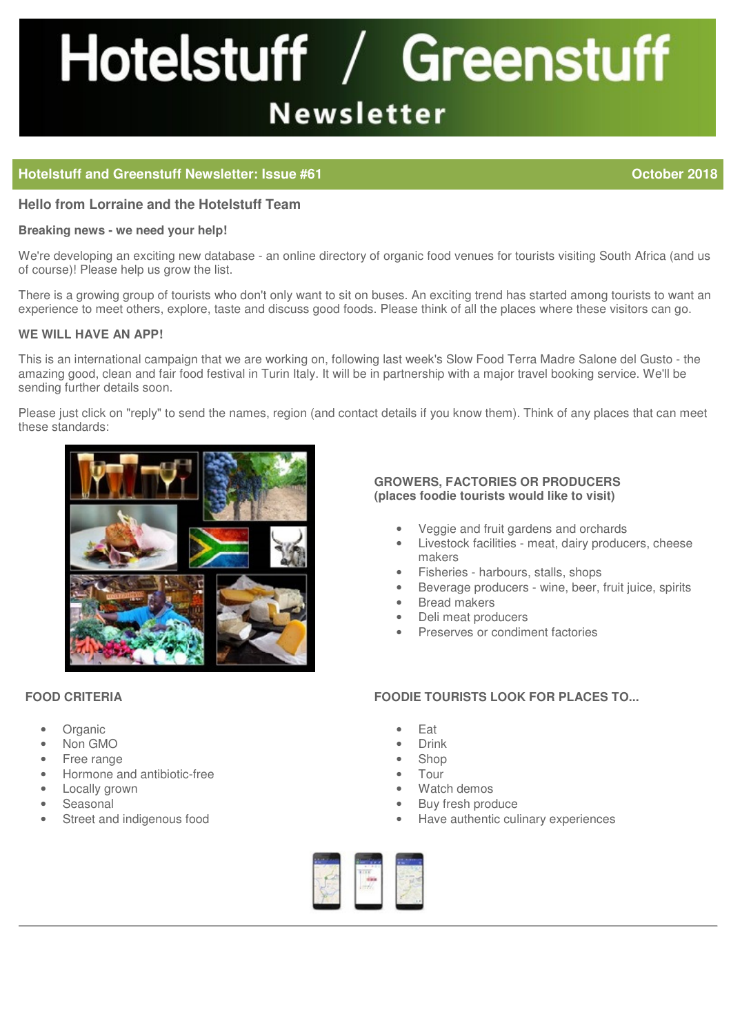# Hotelstuff / Greenstuff Newsletter

## Hotelstuff and Greenstuff Newsletter: Issue #61 — October 2018

### Hello from Lorraine and the Hotelstuff Team

**Breaking news - we need your help!**

We're developing an exciting new database - an online directory of organic food venues for tourists visiting South Africa (and us of course)! Please help us grow the list.

There is a growing group of tourists who don't only want to sit on buses. An exciting trend has started among tourists to want an experience to meet others, explore, taste and discuss good foods. Please think of all the places where these visitors can go.

**WE WILL HAVE AN APP!**

This is an international campaign that we are working on, following last week's Slow Food Terra Madre Salone del Gusto - the amazing good, clean and fair food festival in Turin Italy. It will be in partnership with a major travel booking service. We'll be sending further details soon.

Please just click on "reply" to send the names, region (and contact details if you know them). Think of any places that can meet these standards:

**GROWERS, FACTORIES OR PRODUCERS (places foodie tourists would like to visit)**

- Veggie and fruit gardens and orchards
- Livestock facilities - meat, dairy producers, cheese makers
- Fisheries - harbours, stalls, shops
- Beverage producers - wine, beer, fruit juice, spirits
- Bread makers
- Deli meat producers
- Preserves or condiment factories

**FOOD CRITERIA**

- Organic
- Non GMO
- Free range
- Hormone and antibiotic-free
- Locally grown
- Seasonal
- Street and indigenous food

**FOODIE TOURISTS LOOK FOR PLACES TO...**

- Eat
- Drink
- Shop
- Tour
- Watch demos
- Buy fresh produce
- Have authentic culinary experiences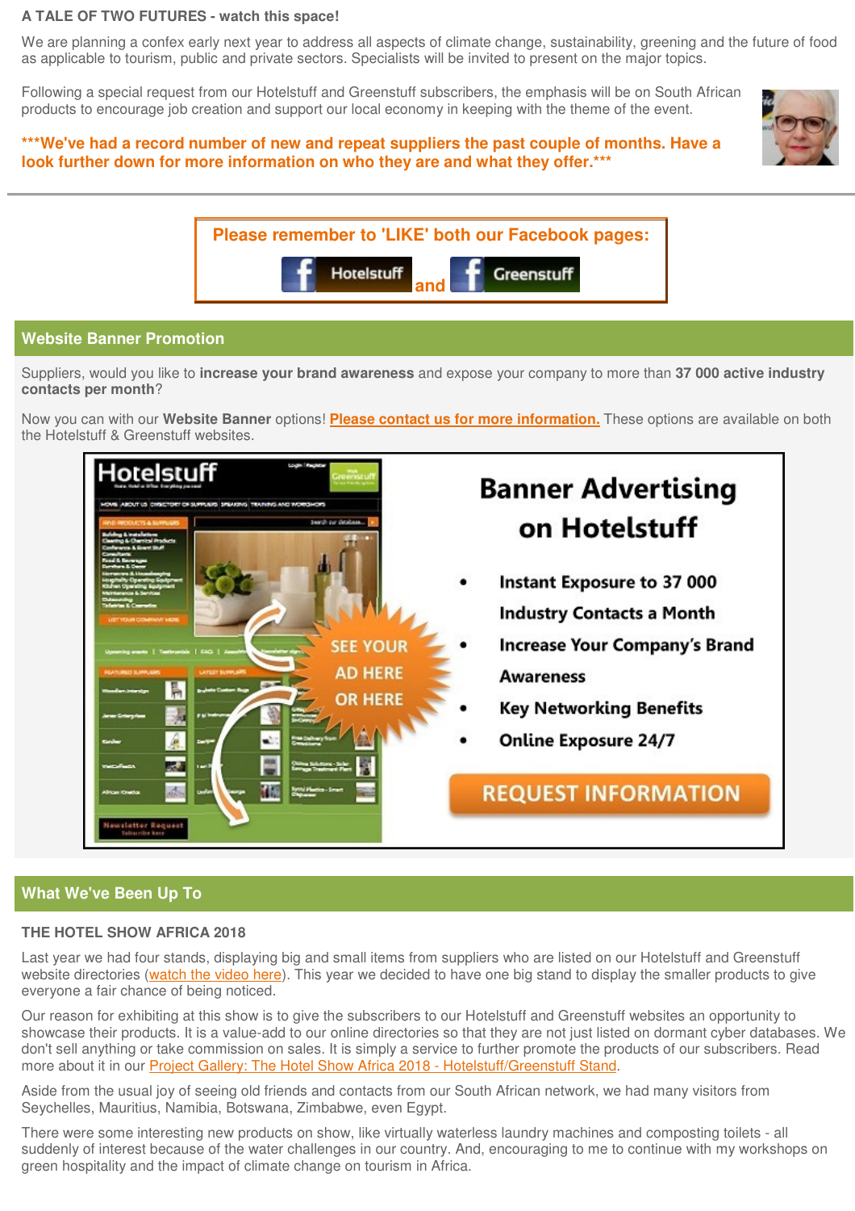**A TALE OF TWO FUTURES - watch this space!**

We are planning a confex early next year to address all aspects of climate change, sustainability, greening and the future of food as applicable to tourism, public and private sectors. Specialists will be invited to present on the major topics.

Following a special request from our Hotelstuff and Greenstuff subscribers, the emphasis will be on South African products to encourage job creation and support our local economy in keeping with the theme of the event.

**\*\*\*We've had a record number of new and repeat suppliers the past couple of months. Have a look further down for more information on who they are and what they offer.\*\*\***

---

**Please remember to 'LIKE' both our Facebook pages:**

Hotelstuff **and** Greenstuff

## Website Banner Promotion

Suppliers, would you like to **increase your brand awareness** and expose your company to more than **37 000 active industry contacts per month**?

Now you can with our **Website Banner** options! **Please contact us for more information.** These options are available on both the Hotelstuff & Greenstuff websites.

## What We've Been Up To

**THE HOTEL SHOW AFRICA 2018**

Last year we had four stands, displaying big and small items from suppliers who are listed on our Hotelstuff and Greenstuff website directories (watch the video here). This year we decided to have one big stand to display the smaller products to give everyone a fair chance of being noticed.

Our reason for exhibiting at this show is to give the subscribers to our Hotelstuff and Greenstuff websites an opportunity to showcase their products. It is a value-add to our online directories so that they are not just listed on dormant cyber databases. We don't sell anything or take commission on sales. It is simply a service to further promote the products of our subscribers. Read more about it in our Project Gallery: The Hotel Show Africa 2018 - Hotelstuff/Greenstuff Stand.

Aside from the usual joy of seeing old friends and contacts from our South African network, we had many visitors from Seychelles, Mauritius, Namibia, Botswana, Zimbabwe, even Egypt.

There were some interesting new products on show, like virtually waterless laundry machines and composting toilets - all suddenly of interest because of the water challenges in our country. And, encouraging to me to continue with my workshops on green hospitality and the impact of climate change on tourism in Africa.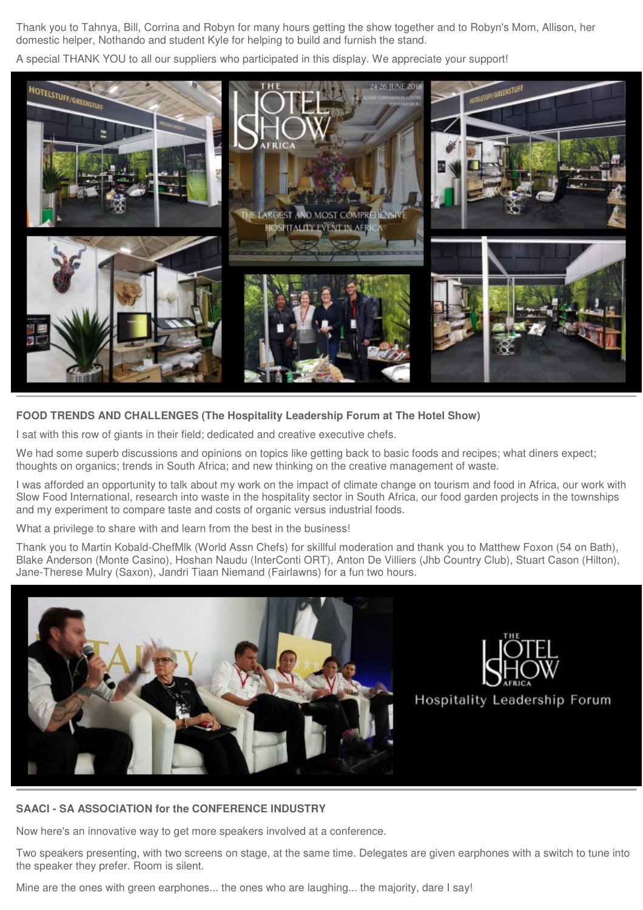Thank you to Tahnya, Bill, Corrina and Robyn for many hours getting the show together and to Robyn's Mom, Allison, her domestic helper, Nothando and student Kyle for helping to build and furnish the stand.

A special THANK YOU to all our suppliers who participated in this display. We appreciate your support!

**FOOD TRENDS AND CHALLENGES (The Hospitality Leadership Forum at The Hotel Show)**

I sat with this row of giants in their field; dedicated and creative executive chefs.

We had some superb discussions and opinions on topics like getting back to basic foods and recipes; what diners expect; thoughts on organics; trends in South Africa; and new thinking on the creative management of waste.

I was afforded an opportunity to talk about my work on the impact of climate change on tourism and food in Africa, our work with Slow Food International, research into waste in the hospitality sector in South Africa, our food garden projects in the townships and my experiment to compare taste and costs of organic versus industrial foods.

What a privilege to share with and learn from the best in the business!

Thank you to Martin Kobald-ChefMlk (World Assn Chefs) for skillful moderation and thank you to Matthew Foxon (54 on Bath), Blake Anderson (Monte Casino), Hoshan Naudu (InterConti ORT), Anton De Villiers (Jhb Country Club), Stuart Cason (Hilton), Jane-Therese Mulry (Saxon), Jandri Tiaan Niemand (Fairlawns) for a fun two hours.

**SAACI - SA ASSOCIATION for the CONFERENCE INDUSTRY**

Now here's an innovative way to get more speakers involved at a conference.

Two speakers presenting, with two screens on stage, at the same time. Delegates are given earphones with a switch to tune into the speaker they prefer. Room is silent.

Mine are the ones with green earphones... the ones who are laughing... the majority, dare I say!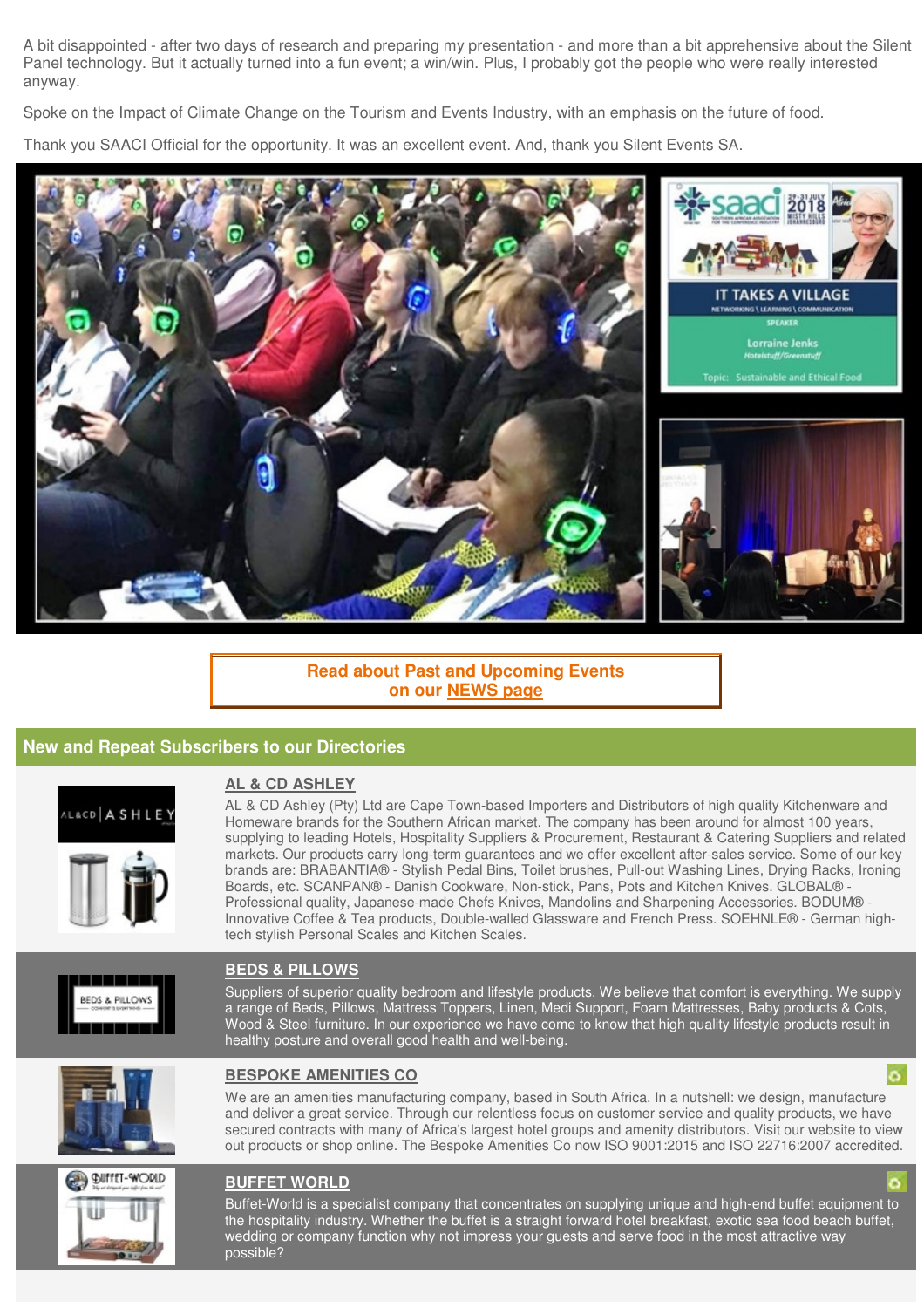A bit disappointed - after two days of research and preparing my presentation - and more than a bit apprehensive about the Silent Panel technology. But it actually turned into a fun event; a win/win. Plus, I probably got the people who were really interested anyway.

Spoke on the Impact of Climate Change on the Tourism and Events Industry, with an emphasis on the future of food.

Thank you SAACI Official for the opportunity. It was an excellent event. And, thank you Silent Events SA.

**Read about Past and Upcoming Events on our NEWS page**

## New and Repeat Subscribers to our Directories

### AL & CD ASHLEY

AL & CD Ashley (Pty) Ltd are Cape Town-based Importers and Distributors of high quality Kitchenware and Homeware brands for the Southern African market. The company has been around for almost 100 years, supplying to leading Hotels, Hospitality Suppliers & Procurement, Restaurant & Catering Suppliers and related markets. Our products carry long-term guarantees and we offer excellent after-sales service. Some of our key brands are: BRABANTIA® - Stylish Pedal Bins, Toilet brushes, Pull-out Washing Lines, Drying Racks, Ironing Boards, etc. SCANPAN® - Danish Cookware, Non-stick, Pans, Pots and Kitchen Knives. GLOBAL® - Professional quality, Japanese-made Chefs Knives, Mandolins and Sharpening Accessories. BODUM® - Innovative Coffee & Tea products, Double-walled Glassware and French Press. SOEHNLE® - German high-tech stylish Personal Scales and Kitchen Scales.

### BEDS & PILLOWS

Suppliers of superior quality bedroom and lifestyle products. We believe that comfort is everything. We supply a range of Beds, Pillows, Mattress Toppers, Linen, Medi Support, Foam Mattresses, Baby products & Cots, Wood & Steel furniture. In our experience we have come to know that high quality lifestyle products result in healthy posture and overall good health and well-being.

### BESPOKE AMENITIES CO

We are an amenities manufacturing company, based in South Africa. In a nutshell: we design, manufacture and deliver a great service. Through our relentless focus on customer service and quality products, we have secured contracts with many of Africa's largest hotel groups and amenity distributors. Visit our website to view out products or shop online. The Bespoke Amenities Co now ISO 9001:2015 and ISO 22716:2007 accredited.

### BUFFET WORLD

Buffet-World is a specialist company that concentrates on supplying unique and high-end buffet equipment to the hospitality industry. Whether the buffet is a straight forward hotel breakfast, exotic sea food beach buffet, wedding or company function why not impress your guests and serve food in the most attractive way possible?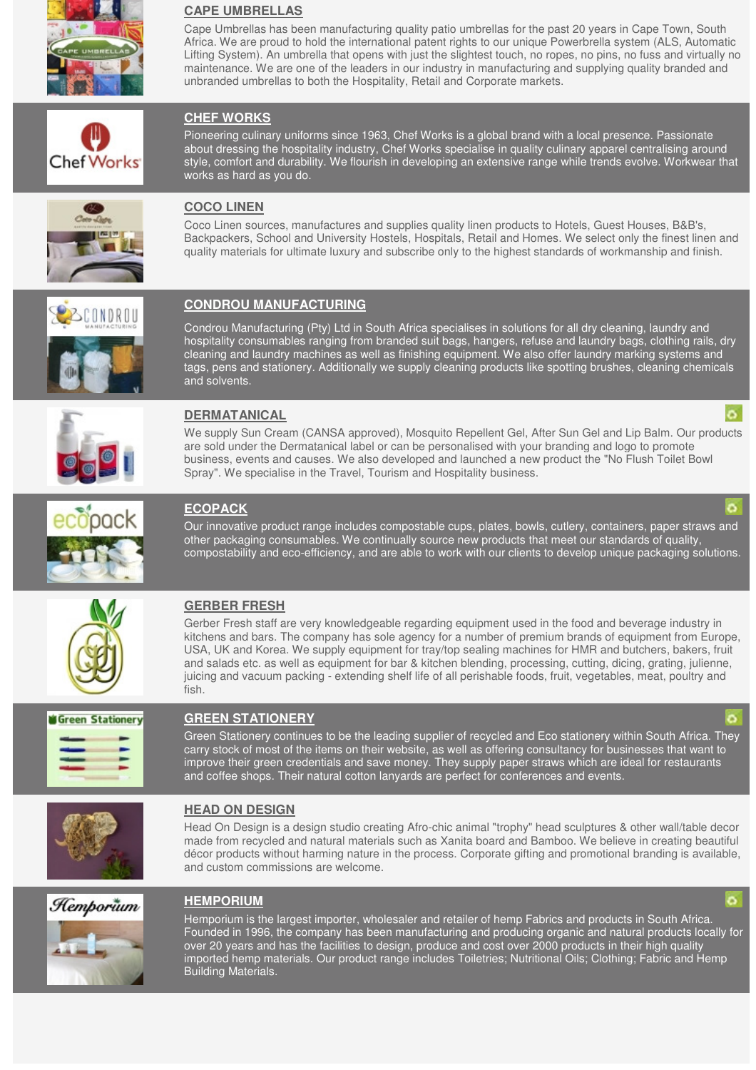## CAPE UMBRELLAS

Cape Umbrellas has been manufacturing quality patio umbrellas for the past 20 years in Cape Town, South Africa. We are proud to hold the international patent rights to our unique Powerbrella system (ALS, Automatic Lifting System). An umbrella that opens with just the slightest touch, no ropes, no pins, no fuss and virtually no maintenance. We are one of the leaders in our industry in manufacturing and supplying quality branded and unbranded umbrellas to both the Hospitality, Retail and Corporate markets.

## CHEF WORKS

Pioneering culinary uniforms since 1963, Chef Works is a global brand with a local presence. Passionate about dressing the hospitality industry, Chef Works specialise in quality culinary apparel centralising around style, comfort and durability. We flourish in developing an extensive range while trends evolve. Workwear that works as hard as you do.

## COCO LINEN

Coco Linen sources, manufactures and supplies quality linen products to Hotels, Guest Houses, B&B's, Backpackers, School and University Hostels, Hospitals, Retail and Homes. We select only the finest linen and quality materials for ultimate luxury and subscribe only to the highest standards of workmanship and finish.

## CONDROU MANUFACTURING

Condrou Manufacturing (Pty) Ltd in South Africa specialises in solutions for all dry cleaning, laundry and hospitality consumables ranging from branded suit bags, hangers, refuse and laundry bags, clothing rails, dry cleaning and laundry machines as well as finishing equipment. We also offer laundry marking systems and tags, pens and stationery. Additionally we supply cleaning products like spotting brushes, cleaning chemicals and solvents.

## DERMATANICAL

We supply Sun Cream (CANSA approved), Mosquito Repellent Gel, After Sun Gel and Lip Balm. Our products are sold under the Dermatanical label or can be personalised with your branding and logo to promote business, events and causes. We also developed and launched a new product the "No Flush Toilet Bowl Spray". We specialise in the Travel, Tourism and Hospitality business.

## ECOPACK

Our innovative product range includes compostable cups, plates, bowls, cutlery, containers, paper straws and other packaging consumables. We continually source new products that meet our standards of quality, compostability and eco-efficiency, and are able to work with our clients to develop unique packaging solutions.

## GERBER FRESH

Gerber Fresh staff are very knowledgeable regarding equipment used in the food and beverage industry in kitchens and bars. The company has sole agency for a number of premium brands of equipment from Europe, USA, UK and Korea. We supply equipment for tray/top sealing machines for HMR and butchers, bakers, fruit and salads etc. as well as equipment for bar & kitchen blending, processing, cutting, dicing, grating, julienne, juicing and vacuum packing - extending shelf life of all perishable foods, fruit, vegetables, meat, poultry and fish.

## GREEN STATIONERY

Green Stationery continues to be the leading supplier of recycled and Eco stationery within South Africa. They carry stock of most of the items on their website, as well as offering consultancy for businesses that want to improve their green credentials and save money. They supply paper straws which are ideal for restaurants and coffee shops. Their natural cotton lanyards are perfect for conferences and events.

## HEAD ON DESIGN

Head On Design is a design studio creating Afro-chic animal "trophy" head sculptures & other wall/table decor made from recycled and natural materials such as Xanita board and Bamboo. We believe in creating beautiful décor products without harming nature in the process. Corporate gifting and promotional branding is available, and custom commissions are welcome.

## HEMPORIUM

Hemporium is the largest importer, wholesaler and retailer of hemp Fabrics and products in South Africa. Founded in 1996, the company has been manufacturing and producing organic and natural products locally for over 20 years and has the facilities to design, produce and cost over 2000 products in their high quality imported hemp materials. Our product range includes Toiletries; Nutritional Oils; Clothing; Fabric and Hemp Building Materials.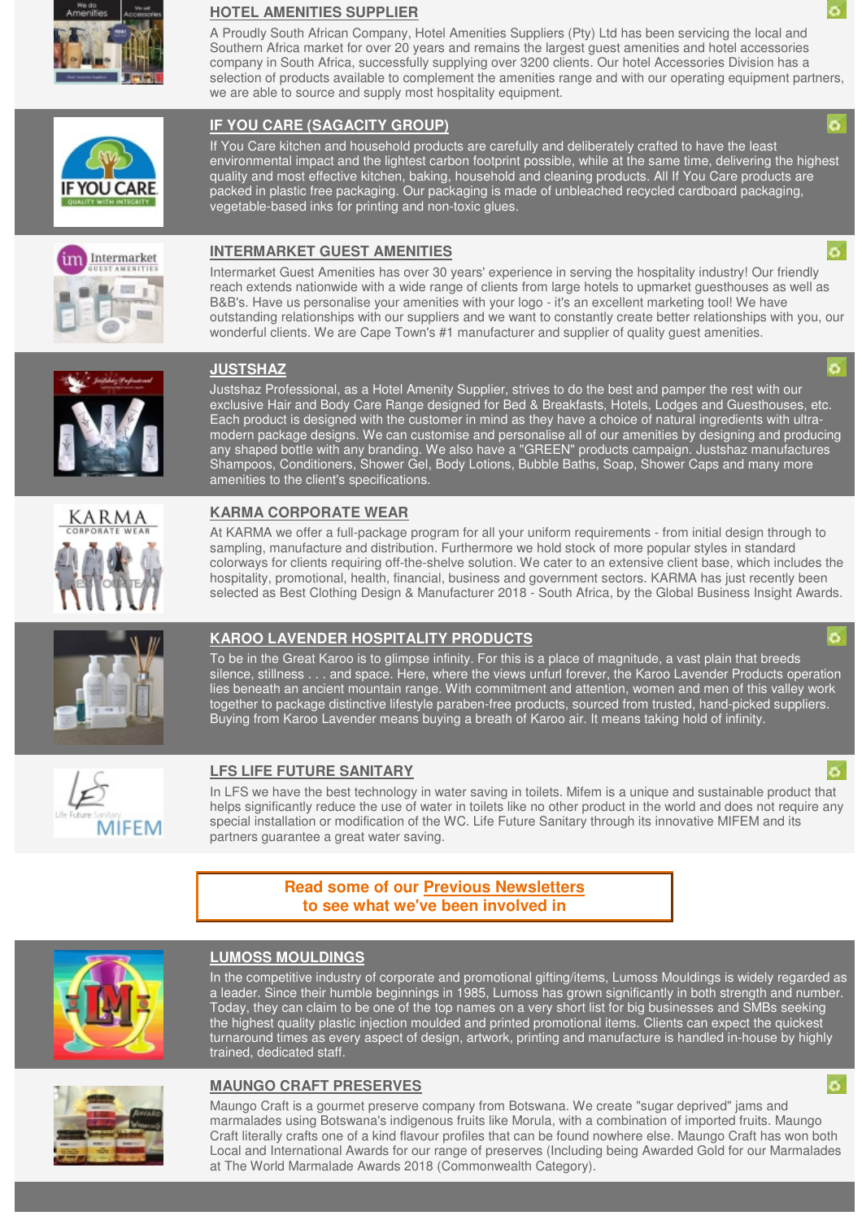## HOTEL AMENITIES SUPPLIER

A Proudly South African Company, Hotel Amenities Suppliers (Pty) Ltd has been servicing the local and Southern Africa market for over 20 years and remains the largest guest amenities and hotel accessories company in South Africa, successfully supplying over 3200 clients. Our hotel Accessories Division has a selection of products available to complement the amenities range and with our operating equipment partners, we are able to source and supply most hospitality equipment.

## IF YOU CARE (SAGACITY GROUP)

If You Care kitchen and household products are carefully and deliberately crafted to have the least environmental impact and the lightest carbon footprint possible, while at the same time, delivering the highest quality and most effective kitchen, baking, household and cleaning products. All If You Care products are packed in plastic free packaging. Our packaging is made of unbleached recycled cardboard packaging, vegetable-based inks for printing and non-toxic glues.

## INTERMARKET GUEST AMENITIES

Intermarket Guest Amenities has over 30 years' experience in serving the hospitality industry! Our friendly reach extends nationwide with a wide range of clients from large hotels to upmarket guesthouses as well as B&B's. Have us personalise your amenities with your logo - it's an excellent marketing tool! We have outstanding relationships with our suppliers and we want to constantly create better relationships with you, our wonderful clients. We are Cape Town's #1 manufacturer and supplier of quality guest amenities.

## JUSTSHAZ

Justshaz Professional, as a Hotel Amenity Supplier, strives to do the best and pamper the rest with our exclusive Hair and Body Care Range designed for Bed & Breakfasts, Hotels, Lodges and Guesthouses, etc. Each product is designed with the customer in mind as they have a choice of natural ingredients with ultra-modern package designs. We can customise and personalise all of our amenities by designing and producing any shaped bottle with any branding. We also have a "GREEN" products campaign. Justshaz manufactures Shampoos, Conditioners, Shower Gel, Body Lotions, Bubble Baths, Soap, Shower Caps and many more amenities to the client's specifications.

## KARMA CORPORATE WEAR

At KARMA we offer a full-package program for all your uniform requirements - from initial design through to sampling, manufacture and distribution. Furthermore we hold stock of more popular styles in standard colorways for clients requiring off-the-shelve solution. We cater to an extensive client base, which includes the hospitality, promotional, health, financial, business and government sectors. KARMA has just recently been selected as Best Clothing Design & Manufacturer 2018 - South Africa, by the Global Business Insight Awards.

## KAROO LAVENDER HOSPITALITY PRODUCTS

To be in the Great Karoo is to glimpse infinity. For this is a place of magnitude, a vast plain that breeds silence, stillness . . . and space. Here, where the views unfurl forever, the Karoo Lavender Products operation lies beneath an ancient mountain range. With commitment and attention, women and men of this valley work together to package distinctive lifestyle paraben-free products, sourced from trusted, hand-picked suppliers. Buying from Karoo Lavender means buying a breath of Karoo air. It means taking hold of infinity.

## LFS LIFE FUTURE SANITARY

In LFS we have the best technology in water saving in toilets. Mifem is a unique and sustainable product that helps significantly reduce the use of water in toilets like no other product in the world and does not require any special installation or modification of the WC. Life Future Sanitary through its innovative MIFEM and its partners guarantee a great water saving.

**Read some of our Previous Newsletters to see what we've been involved in**

## LUMOSS MOULDINGS

In the competitive industry of corporate and promotional gifting/items, Lumoss Mouldings is widely regarded as a leader. Since their humble beginnings in 1985, Lumoss has grown significantly in both strength and number. Today, they can claim to be one of the top names on a very short list for big businesses and SMBs seeking the highest quality plastic injection moulded and printed promotional items. Clients can expect the quickest turnaround times as every aspect of design, artwork, printing and manufacture is handled in-house by highly trained, dedicated staff.

## MAUNGO CRAFT PRESERVES

Maungo Craft is a gourmet preserve company from Botswana. We create "sugar deprived" jams and marmalades using Botswana's indigenous fruits like Morula, with a combination of imported fruits. Maungo Craft literally crafts one of a kind flavour profiles that can be found nowhere else. Maungo Craft has won both Local and International Awards for our range of preserves (Including being Awarded Gold for our Marmalades at The World Marmalade Awards 2018 (Commonwealth Category).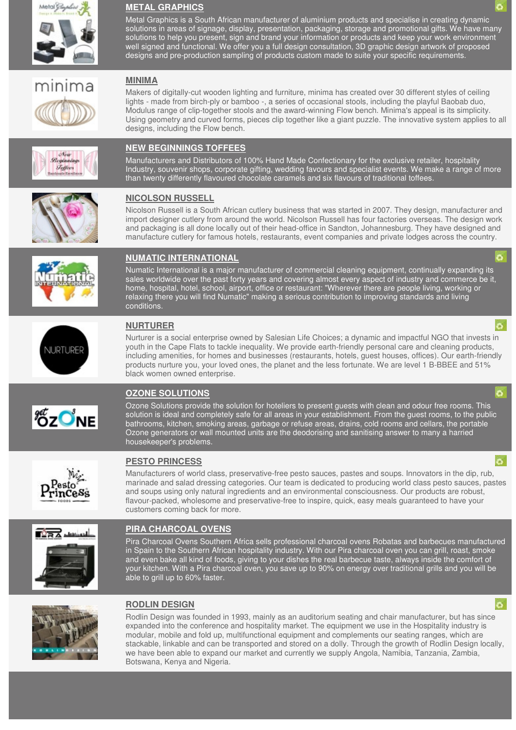## METAL GRAPHICS

Metal Graphics is a South African manufacturer of aluminium products and specialise in creating dynamic solutions in areas of signage, display, presentation, packaging, storage and promotional gifts. We have many solutions to help you present, sign and brand your information or products and keep your work environment well signed and functional. We offer you a full design consultation, 3D graphic design artwork of proposed designs and pre-production sampling of products custom made to suite your specific requirements.

## MINIMA

Makers of digitally-cut wooden lighting and furniture, minima has created over 30 different styles of ceiling lights - made from birch-ply or bamboo -, a series of occasional stools, including the playful Baobab duo, Modulus range of clip-together stools and the award-winning Flow bench. Minima's appeal is its simplicity. Using geometry and curved forms, pieces clip together like a giant puzzle. The innovative system applies to all designs, including the Flow bench.

## NEW BEGINNINGS TOFFEES

Manufacturers and Distributors of 100% Hand Made Confectionary for the exclusive retailer, hospitality Industry, souvenir shops, corporate gifting, wedding favours and specialist events. We make a range of more than twenty differently flavoured chocolate caramels and six flavours of traditional toffees.

## NICOLSON RUSSELL

Nicolson Russell is a South African cutlery business that was started in 2007. They design, manufacturer and import designer cutlery from around the world. Nicolson Russell has four factories overseas. The design work and packaging is all done locally out of their head-office in Sandton, Johannesburg. They have designed and manufacture cutlery for famous hotels, restaurants, event companies and private lodges across the country.

## NUMATIC INTERNATIONAL

Numatic International is a major manufacturer of commercial cleaning equipment, continually expanding its sales worldwide over the past forty years and covering almost every aspect of industry and commerce be it, home, hospital, hotel, school, airport, office or restaurant: "Wherever there are people living, working or relaxing there you will find Numatic" making a serious contribution to improving standards and living conditions.

## NURTURER

Nurturer is a social enterprise owned by Salesian Life Choices; a dynamic and impactful NGO that invests in youth in the Cape Flats to tackle inequality. We provide earth-friendly personal care and cleaning products, including amenities, for homes and businesses (restaurants, hotels, guest houses, offices). Our earth-friendly products nurture you, your loved ones, the planet and the less fortunate. We are level 1 B-BBEE and 51% black women owned enterprise.

## OZONE SOLUTIONS

Ozone Solutions provide the solution for hoteliers to present guests with clean and odour free rooms. This solution is ideal and completely safe for all areas in your establishment. From the guest rooms, to the public bathrooms, kitchen, smoking areas, garbage or refuse areas, drains, cold rooms and cellars, the portable Ozone generators or wall mounted units are the deodorising and sanitising answer to many a harried housekeeper's problems.

## PESTO PRINCESS

Manufacturers of world class, preservative-free pesto sauces, pastes and soups. Innovators in the dip, rub, marinade and salad dressing categories. Our team is dedicated to producing world class pesto sauces, pastes and soups using only natural ingredients and an environmental consciousness. Our products are robust, flavour-packed, wholesome and preservative-free to inspire, quick, easy meals guaranteed to have your customers coming back for more.

## PIRA CHARCOAL OVENS

Pira Charcoal Ovens Southern Africa sells professional charcoal ovens Robatas and barbecues manufactured in Spain to the Southern African hospitality industry. With our Pira charcoal oven you can grill, roast, smoke and even bake all kind of foods, giving to your dishes the real barbecue taste, always inside the comfort of your kitchen. With a Pira charcoal oven, you save up to 90% on energy over traditional grills and you will be able to grill up to 60% faster.

## RODLIN DESIGN

Rodlin Design was founded in 1993, mainly as an auditorium seating and chair manufacturer, but has since expanded into the conference and hospitality market. The equipment we use in the Hospitality industry is modular, mobile and fold up, multifunctional equipment and complements our seating ranges, which are stackable, linkable and can be transported and stored on a dolly. Through the growth of Rodlin Design locally, we have been able to expand our market and currently we supply Angola, Namibia, Tanzania, Zambia, Botswana, Kenya and Nigeria.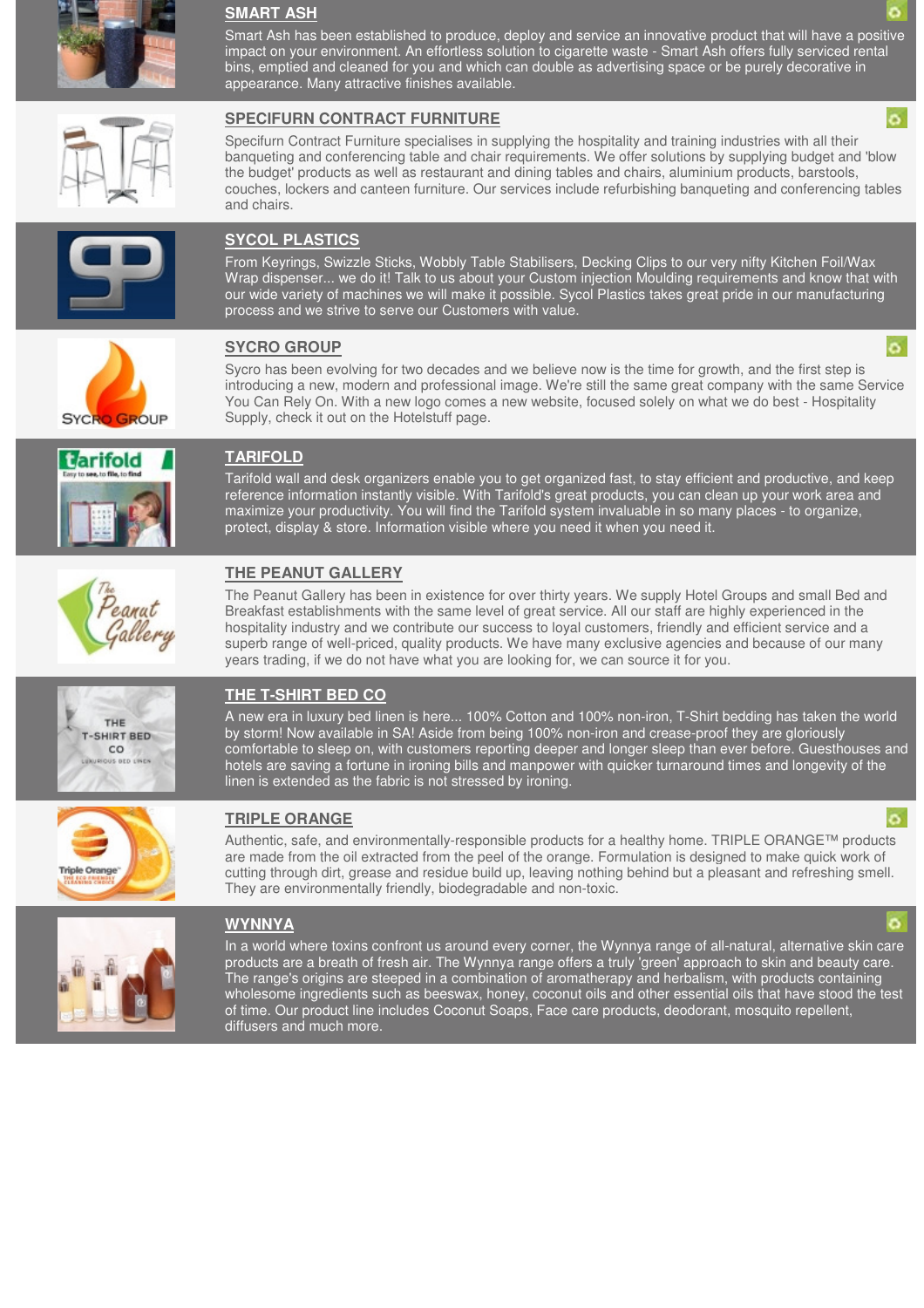## SMART ASH

Smart Ash has been established to produce, deploy and service an innovative product that will have a positive impact on your environment. An effortless solution to cigarette waste - Smart Ash offers fully serviced rental bins, emptied and cleaned for you and which can double as advertising space or be purely decorative in appearance. Many attractive finishes available.

## SPECIFURN CONTRACT FURNITURE

Specifurn Contract Furniture specialises in supplying the hospitality and training industries with all their banqueting and conferencing table and chair requirements. We offer solutions by supplying budget and 'blow the budget' products as well as restaurant and dining tables and chairs, aluminium products, barstools, couches, lockers and canteen furniture. Our services include refurbishing banqueting and conferencing tables and chairs.

## SYCOL PLASTICS

From Keyrings, Swizzle Sticks, Wobbly Table Stabilisers, Decking Clips to our very nifty Kitchen Foil/Wax Wrap dispenser... we do it! Talk to us about your Custom injection Moulding requirements and know that with our wide variety of machines we will make it possible. Sycol Plastics takes great pride in our manufacturing process and we strive to serve our Customers with value.

## SYCRO GROUP

Sycro has been evolving for two decades and we believe now is the time for growth, and the first step is introducing a new, modern and professional image. We're still the same great company with the same Service You Can Rely On. With a new logo comes a new website, focused solely on what we do best - Hospitality Supply, check it out on the Hotelstuff page.

## TARIFOLD

Tarifold wall and desk organizers enable you to get organized fast, to stay efficient and productive, and keep reference information instantly visible. With Tarifold's great products, you can clean up your work area and maximize your productivity. You will find the Tarifold system invaluable in so many places - to organize, protect, display & store. Information visible where you need it when you need it.

## THE PEANUT GALLERY

The Peanut Gallery has been in existence for over thirty years. We supply Hotel Groups and small Bed and Breakfast establishments with the same level of great service. All our staff are highly experienced in the hospitality industry and we contribute our success to loyal customers, friendly and efficient service and a superb range of well-priced, quality products. We have many exclusive agencies and because of our many years trading, if we do not have what you are looking for, we can source it for you.

## THE T-SHIRT BED CO

A new era in luxury bed linen is here... 100% Cotton and 100% non-iron, T-Shirt bedding has taken the world by storm! Now available in SA! Aside from being 100% non-iron and crease-proof they are gloriously comfortable to sleep on, with customers reporting deeper and longer sleep than ever before. Guesthouses and hotels are saving a fortune in ironing bills and manpower with quicker turnaround times and longevity of the linen is extended as the fabric is not stressed by ironing.

## TRIPLE ORANGE

Authentic, safe, and environmentally-responsible products for a healthy home. TRIPLE ORANGE™ products are made from the oil extracted from the peel of the orange. Formulation is designed to make quick work of cutting through dirt, grease and residue build up, leaving nothing behind but a pleasant and refreshing smell. They are environmentally friendly, biodegradable and non-toxic.

## WYNNYA

In a world where toxins confront us around every corner, the Wynnya range of all-natural, alternative skin care products are a breath of fresh air. The Wynnya range offers a truly 'green' approach to skin and beauty care. The range's origins are steeped in a combination of aromatherapy and herbalism, with products containing wholesome ingredients such as beeswax, honey, coconut oils and other essential oils that have stood the test of time. Our product line includes Coconut Soaps, Face care products, deodorant, mosquito repellent, diffusers and much more.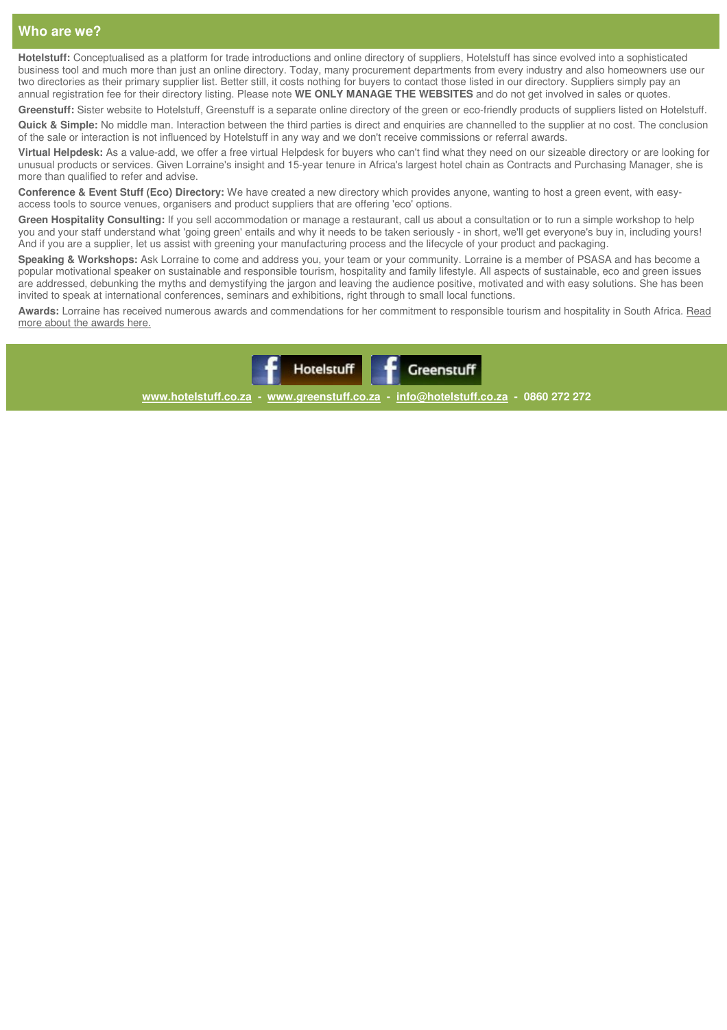## Who are we?

**Hotelstuff:** Conceptualised as a platform for trade introductions and online directory of suppliers, Hotelstuff has since evolved into a sophisticated business tool and much more than just an online directory. Today, many procurement departments from every industry and also homeowners use our two directories as their primary supplier list. Better still, it costs nothing for buyers to contact those listed in our directory. Suppliers simply pay an annual registration fee for their directory listing. Please note **WE ONLY MANAGE THE WEBSITES** and do not get involved in sales or quotes.

**Greenstuff:** Sister website to Hotelstuff, Greenstuff is a separate online directory of the green or eco-friendly products of suppliers listed on Hotelstuff.

**Quick & Simple:** No middle man. Interaction between the third parties is direct and enquiries are channelled to the supplier at no cost. The conclusion of the sale or interaction is not influenced by Hotelstuff in any way and we don't receive commissions or referral awards.

**Virtual Helpdesk:** As a value-add, we offer a free virtual Helpdesk for buyers who can't find what they need on our sizeable directory or are looking for unusual products or services. Given Lorraine's insight and 15-year tenure in Africa's largest hotel chain as Contracts and Purchasing Manager, she is more than qualified to refer and advise.

**Conference & Event Stuff (Eco) Directory:** We have created a new directory which provides anyone, wanting to host a green event, with easy-access tools to source venues, organisers and product suppliers that are offering 'eco' options.

**Green Hospitality Consulting:** If you sell accommodation or manage a restaurant, call us about a consultation or to run a simple workshop to help you and your staff understand what 'going green' entails and why it needs to be taken seriously - in short, we'll get everyone's buy in, including yours! And if you are a supplier, let us assist with greening your manufacturing process and the lifecycle of your product and packaging.

**Speaking & Workshops:** Ask Lorraine to come and address you, your team or your community. Lorraine is a member of PSASA and has become a popular motivational speaker on sustainable and responsible tourism, hospitality and family lifestyle. All aspects of sustainable, eco and green issues are addressed, debunking the myths and demystifying the jargon and leaving the audience positive, motivated and with easy solutions. She has been invited to speak at international conferences, seminars and exhibitions, right through to small local functions.

**Awards:** Lorraine has received numerous awards and commendations for her commitment to responsible tourism and hospitality in South Africa. Read more about the awards here.

Hotelstuff Greenstuff

**www.hotelstuff.co.za - www.greenstuff.co.za - info@hotelstuff.co.za - 0860 272 272**